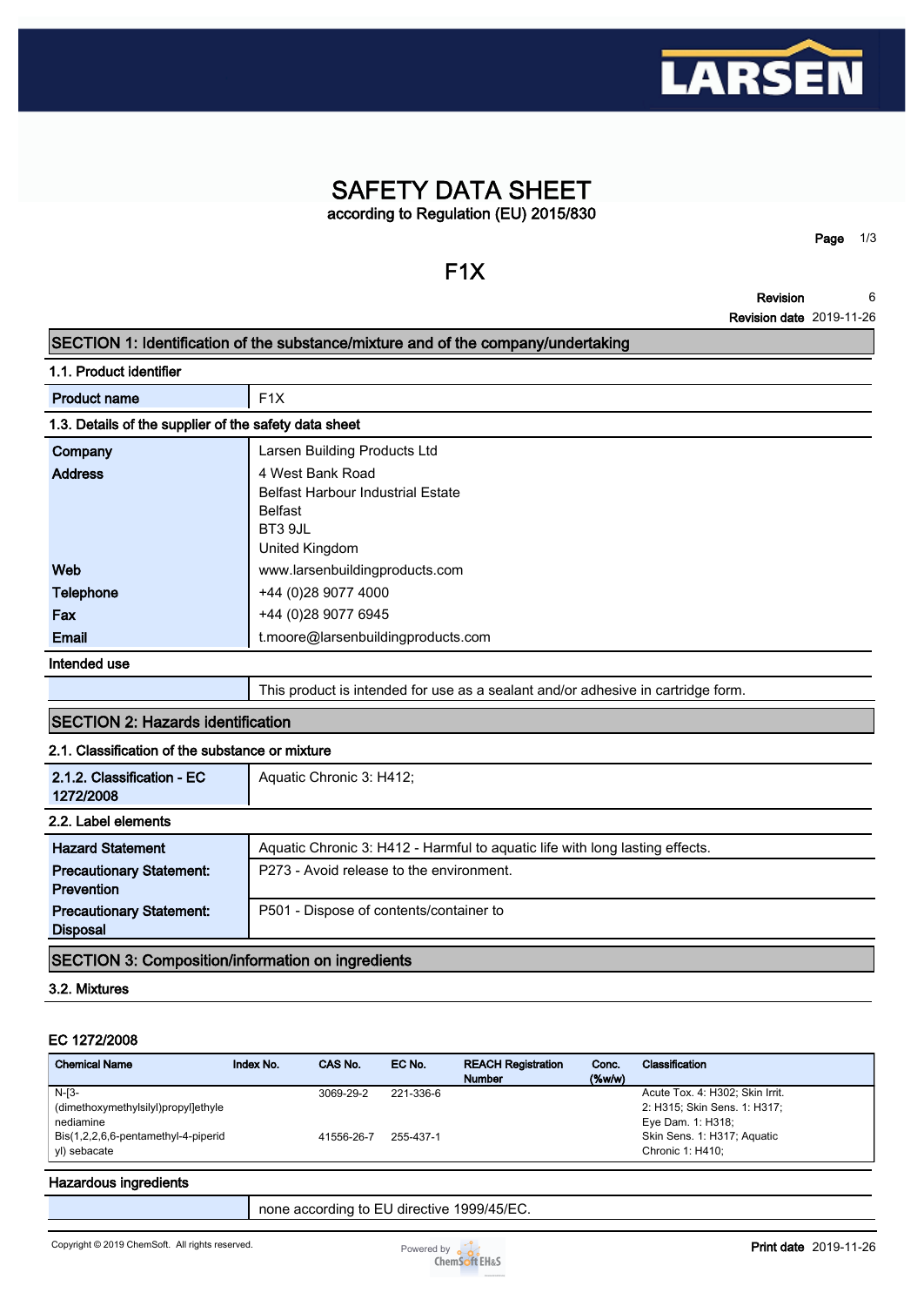# SAFETY DATA SHEET

according to Regulation (EU) 2015/830

# F1X

**Revision** 6
**Revision date** 2019-11-26

## SECTION 1: Identification of the substance/mixture and of the company/undertaking

### 1.1. Product identifier

| | |
|---|---|
| **Product name** | F1X |

### 1.3. Details of the supplier of the safety data sheet

| | |
|---|---|
| **Company** | Larsen Building Products Ltd |
| **Address** | 4 West Bank Road<br>Belfast Harbour Industrial Estate<br>Belfast<br>BT3 9JL<br>United Kingdom |
| **Web** | www.larsenbuildingproducts.com |
| **Telephone** | +44 (0)28 9077 4000 |
| **Fax** | +44 (0)28 9077 6945 |
| **Email** | t.moore@larsenbuildingproducts.com |

### Intended use

| | |
|---|---|
| | This product is intended for use as a sealant and/or adhesive in cartridge form. |

## SECTION 2: Hazards identification

### 2.1. Classification of the substance or mixture

| | |
|---|---|
| **2.1.2. Classification - EC 1272/2008** | Aquatic Chronic 3: H412; |

### 2.2. Label elements

| | |
|---|---|
| **Hazard Statement** | Aquatic Chronic 3: H412 - Harmful to aquatic life with long lasting effects. |
| **Precautionary Statement: Prevention** | P273 - Avoid release to the environment. |
| **Precautionary Statement: Disposal** | P501 - Dispose of contents/container to |

## SECTION 3: Composition/information on ingredients

### 3.2. Mixtures

#### EC 1272/2008

| Chemical Name | Index No. | CAS No. | EC No. | REACH Registration Number | Conc. (%w/w) | Classification |
|---|---|---|---|---|---|---|
| N-[3-(dimethoxymethylsilyl)propyl]ethylenediamine | | 3069-29-2 | 221-336-6 | | | Acute Tox. 4: H302; Skin Irrit. 2: H315; Skin Sens. 1: H317; Eye Dam. 1: H318; |
| Bis(1,2,2,6,6-pentamethyl-4-piperidyl) sebacate | | 41556-26-7 | 255-437-1 | | | Skin Sens. 1: H317; Aquatic Chronic 1: H410; |

### Hazardous ingredients

| | |
|---|---|
| | none according to EU directive 1999/45/EC. |

Copyright © 2019 ChemSoft. All rights reserved.

**Print date** 2019-11-26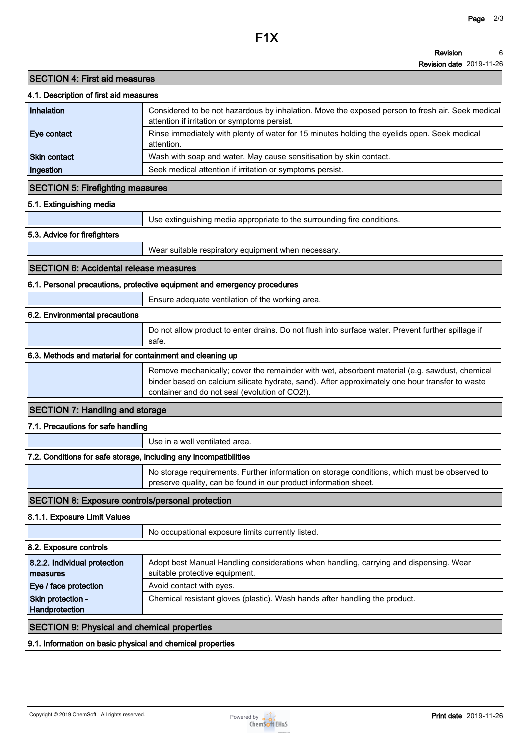## SECTION 4: First aid measures

### 4.1. Description of first aid measures

| | |
|---|---|
| **Inhalation** | Considered to be not hazardous by inhalation. Move the exposed person to fresh air. Seek medical attention if irritation or symptoms persist. |
| **Eye contact** | Rinse immediately with plenty of water for 15 minutes holding the eyelids open. Seek medical attention. |
| **Skin contact** | Wash with soap and water. May cause sensitisation by skin contact. |
| **Ingestion** | Seek medical attention if irritation or symptoms persist. |

## SECTION 5: Firefighting measures

### 5.1. Extinguishing media

Use extinguishing media appropriate to the surrounding fire conditions.

### 5.3. Advice for firefighters

Wear suitable respiratory equipment when necessary.

## SECTION 6: Accidental release measures

### 6.1. Personal precautions, protective equipment and emergency procedures

Ensure adequate ventilation of the working area.

### 6.2. Environmental precautions

Do not allow product to enter drains. Do not flush into surface water. Prevent further spillage if safe.

### 6.3. Methods and material for containment and cleaning up

Remove mechanically; cover the remainder with wet, absorbent material (e.g. sawdust, chemical binder based on calcium silicate hydrate, sand). After approximately one hour transfer to waste container and do not seal (evolution of $CO_2$!).

## SECTION 7: Handling and storage

### 7.1. Precautions for safe handling

Use in a well ventilated area.

### 7.2. Conditions for safe storage, including any incompatibilities

No storage requirements. Further information on storage conditions, which must be observed to preserve quality, can be found in our product information sheet.

## SECTION 8: Exposure controls/personal protection

### 8.1.1. Exposure Limit Values

No occupational exposure limits currently listed.

### 8.2. Exposure controls

| | |
|---|---|
| **8.2.2. Individual protection measures** | Adopt best Manual Handling considerations when handling, carrying and dispensing. Wear suitable protective equipment. |
| **Eye / face protection** | Avoid contact with eyes. |
| **Skin protection - Handprotection** | Chemical resistant gloves (plastic). Wash hands after handling the product. |

## SECTION 9: Physical and chemical properties

### 9.1. Information on basic physical and chemical properties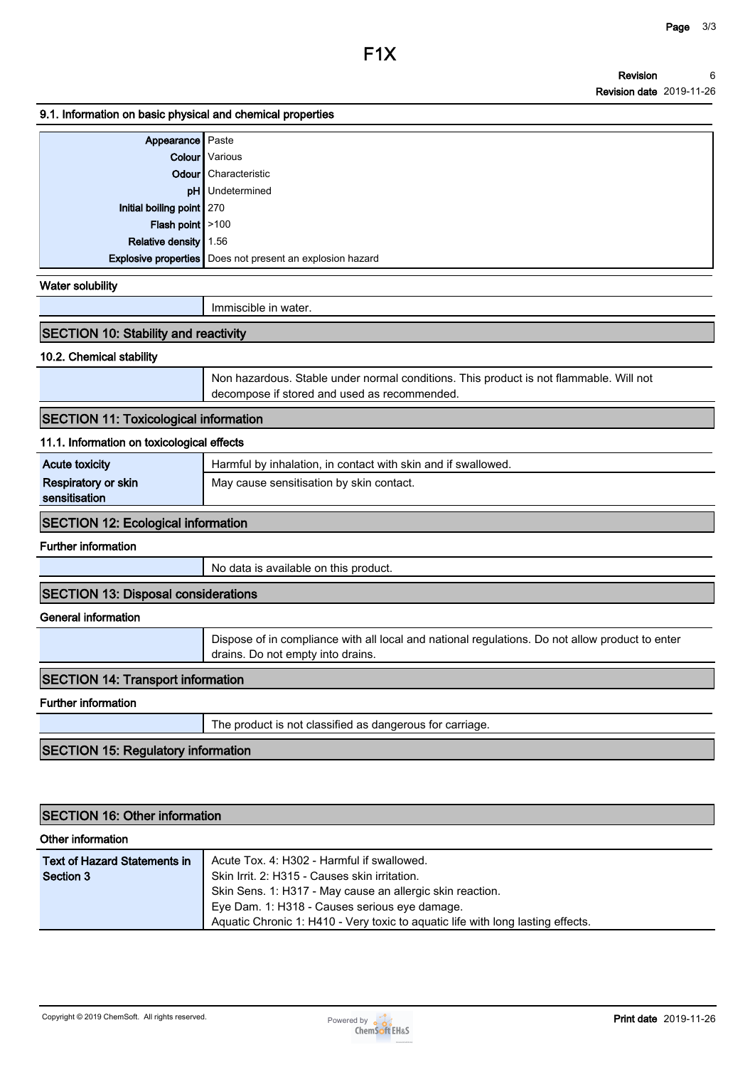# F1X

**Revision** 6
**Revision date** 2019-11-26

### 9.1. Information on basic physical and chemical properties

| | |
|---|---|
| **Appearance** | Paste |
| **Colour** | Various |
| **Odour** | Characteristic |
| **pH** | Undetermined |
| **Initial boiling point** | 270 |
| **Flash point** | >100 |
| **Relative density** | 1.56 |
| **Explosive properties** | Does not present an explosion hazard |

### Water solubility

| | |
|---|---|
| | Immiscible in water. |

## SECTION 10: Stability and reactivity

### 10.2. Chemical stability

| | |
|---|---|
| | Non hazardous. Stable under normal conditions. This product is not flammable. Will not decompose if stored and used as recommended. |

## SECTION 11: Toxicological information

### 11.1. Information on toxicological effects

| | |
|---|---|
| **Acute toxicity** | Harmful by inhalation, in contact with skin and if swallowed. |
| **Respiratory or skin sensitisation** | May cause sensitisation by skin contact. |

## SECTION 12: Ecological information

### Further information

| | |
|---|---|
| | No data is available on this product. |

## SECTION 13: Disposal considerations

### General information

| | |
|---|---|
| | Dispose of in compliance with all local and national regulations. Do not allow product to enter drains. Do not empty into drains. |

## SECTION 14: Transport information

### Further information

| | |
|---|---|
| | The product is not classified as dangerous for carriage. |

## SECTION 15: Regulatory information

## SECTION 16: Other information

### Other information

| | |
|---|---|
| **Text of Hazard Statements in Section 3** | Acute Tox. 4: H302 - Harmful if swallowed.<br>Skin Irrit. 2: H315 - Causes skin irritation.<br>Skin Sens. 1: H317 - May cause an allergic skin reaction.<br>Eye Dam. 1: H318 - Causes serious eye damage.<br>Aquatic Chronic 1: H410 - Very toxic to aquatic life with long lasting effects. |

Copyright © 2019 ChemSoft. All rights reserved.

**Print date** 2019-11-26